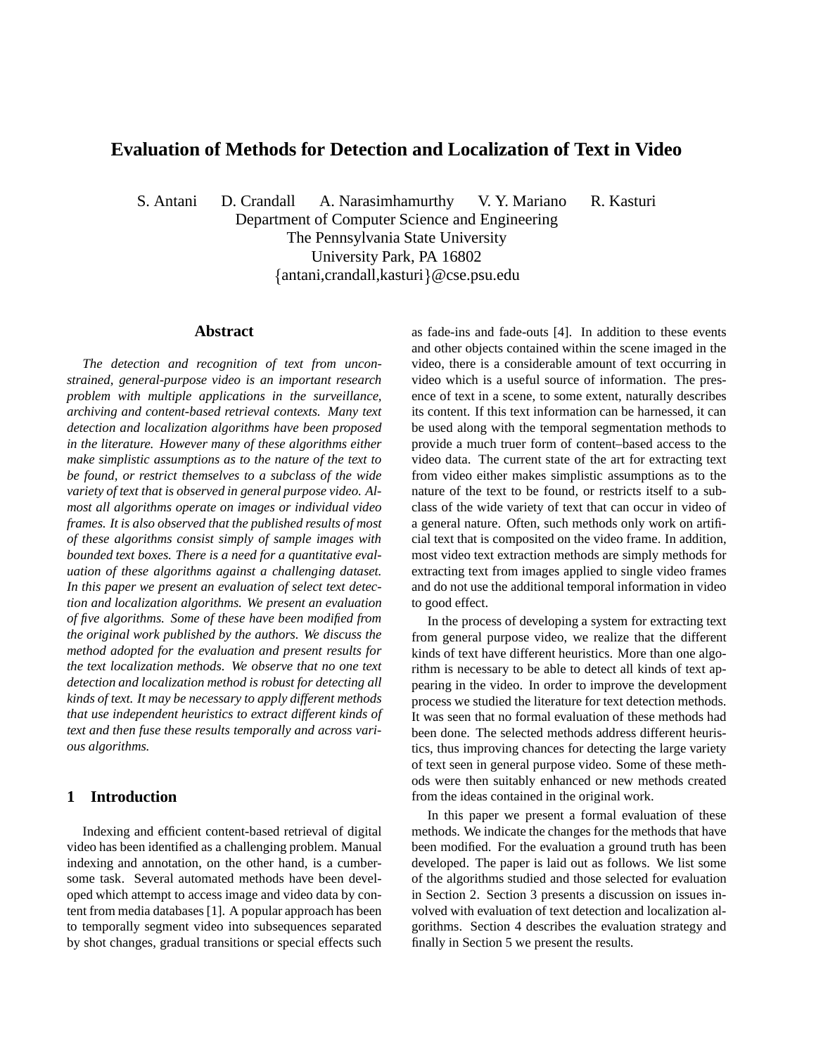# Evaluation of Methods for Detection and Localization of Text in Video

S. Antani D. Crandall A. Narasimhamurthy V. Y. Mariano R. Kasturi

Department of Computer Science and Engineering
The Pennsylvania State University
University Park, PA 16802
{antani,crandall,kasturi}@cse.psu.edu

## Abstract

*The detection and recognition of text from unconstrained, general-purpose video is an important research problem with multiple applications in the surveillance, archiving and content-based retrieval contexts. Many text detection and localization algorithms have been proposed in the literature. However many of these algorithms either make simplistic assumptions as to the nature of the text to be found, or restrict themselves to a subclass of the wide variety of text that is observed in general purpose video. Almost all algorithms operate on images or individual video frames. It is also observed that the published results of most of these algorithms consist simply of sample images with bounded text boxes. There is a need for a quantitative evaluation of these algorithms against a challenging dataset. In this paper we present an evaluation of select text detection and localization algorithms. We present an evaluation of five algorithms. Some of these have been modified from the original work published by the authors. We discuss the method adopted for the evaluation and present results for the text localization methods. We observe that no one text detection and localization method is robust for detecting all kinds of text. It may be necessary to apply different methods that use independent heuristics to extract different kinds of text and then fuse these results temporally and across various algorithms.*

## 1 Introduction

Indexing and efficient content-based retrieval of digital video has been identified as a challenging problem. Manual indexing and annotation, on the other hand, is a cumbersome task. Several automated methods have been developed which attempt to access image and video data by content from media databases [1]. A popular approach has been to temporally segment video into subsequences separated by shot changes, gradual transitions or special effects such as fade-ins and fade-outs [4]. In addition to these events and other objects contained within the scene imaged in the video, there is a considerable amount of text occurring in video which is a useful source of information. The presence of text in a scene, to some extent, naturally describes its content. If this text information can be harnessed, it can be used along with the temporal segmentation methods to provide a much truer form of content–based access to the video data. The current state of the art for extracting text from video either makes simplistic assumptions as to the nature of the text to be found, or restricts itself to a subclass of the wide variety of text that can occur in video of a general nature. Often, such methods only work on artificial text that is composited on the video frame. In addition, most video text extraction methods are simply methods for extracting text from images applied to single video frames and do not use the additional temporal information in video to good effect.

In the process of developing a system for extracting text from general purpose video, we realize that the different kinds of text have different heuristics. More than one algorithm is necessary to be able to detect all kinds of text appearing in the video. In order to improve the development process we studied the literature for text detection methods. It was seen that no formal evaluation of these methods had been done. The selected methods address different heuristics, thus improving chances for detecting the large variety of text seen in general purpose video. Some of these methods were then suitably enhanced or new methods created from the ideas contained in the original work.

In this paper we present a formal evaluation of these methods. We indicate the changes for the methods that have been modified. For the evaluation a ground truth has been developed. The paper is laid out as follows. We list some of the algorithms studied and those selected for evaluation in Section 2. Section 3 presents a discussion on issues involved with evaluation of text detection and localization algorithms. Section 4 describes the evaluation strategy and finally in Section 5 we present the results.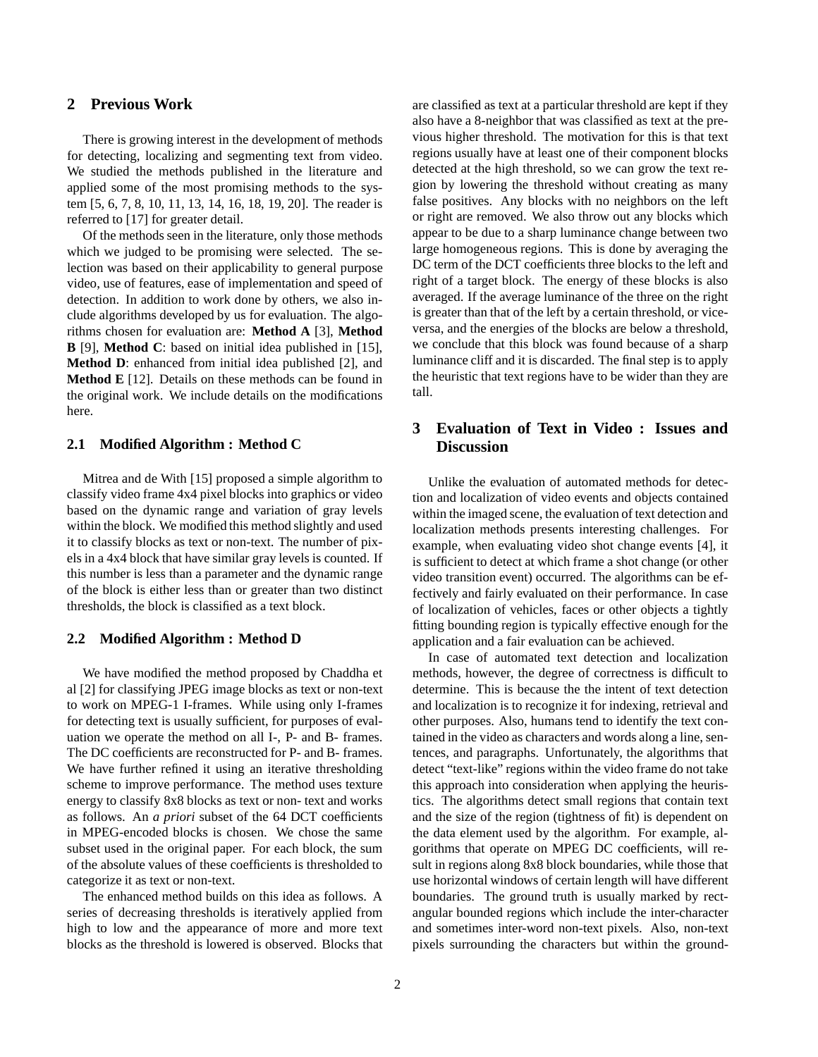## 2 Previous Work

There is growing interest in the development of methods for detecting, localizing and segmenting text from video. We studied the methods published in the literature and applied some of the most promising methods to the system [5, 6, 7, 8, 10, 11, 13, 14, 16, 18, 19, 20]. The reader is referred to [17] for greater detail.

Of the methods seen in the literature, only those methods which we judged to be promising were selected. The selection was based on their applicability to general purpose video, use of features, ease of implementation and speed of detection. In addition to work done by others, we also include algorithms developed by us for evaluation. The algorithms chosen for evaluation are: **Method A** [3], **Method B** [9], **Method C**: based on initial idea published in [15], **Method D**: enhanced from initial idea published [2], and **Method E** [12]. Details on these methods can be found in the original work. We include details on the modifications here.

### 2.1 Modified Algorithm : Method C

Mitrea and de With [15] proposed a simple algorithm to classify video frame 4x4 pixel blocks into graphics or video based on the dynamic range and variation of gray levels within the block. We modified this method slightly and used it to classify blocks as text or non-text. The number of pixels in a 4x4 block that have similar gray levels is counted. If this number is less than a parameter and the dynamic range of the block is either less than or greater than two distinct thresholds, the block is classified as a text block.

### 2.2 Modified Algorithm : Method D

We have modified the method proposed by Chaddha et al [2] for classifying JPEG image blocks as text or non-text to work on MPEG-1 I-frames. While using only I-frames for detecting text is usually sufficient, for purposes of evaluation we operate the method on all I-, P- and B- frames. The DC coefficients are reconstructed for P- and B- frames. We have further refined it using an iterative thresholding scheme to improve performance. The method uses texture energy to classify 8x8 blocks as text or non- text and works as follows. An *a priori* subset of the 64 DCT coefficients in MPEG-encoded blocks is chosen. We chose the same subset used in the original paper. For each block, the sum of the absolute values of these coefficients is thresholded to categorize it as text or non-text.

The enhanced method builds on this idea as follows. A series of decreasing thresholds is iteratively applied from high to low and the appearance of more and more text blocks as the threshold is lowered is observed. Blocks that are classified as text at a particular threshold are kept if they also have a 8-neighbor that was classified as text at the previous higher threshold. The motivation for this is that text regions usually have at least one of their component blocks detected at the high threshold, so we can grow the text region by lowering the threshold without creating as many false positives. Any blocks with no neighbors on the left or right are removed. We also throw out any blocks which appear to be due to a sharp luminance change between two large homogeneous regions. This is done by averaging the DC term of the DCT coefficients three blocks to the left and right of a target block. The energy of these blocks is also averaged. If the average luminance of the three on the right is greater than that of the left by a certain threshold, or vice-versa, and the energies of the blocks are below a threshold, we conclude that this block was found because of a sharp luminance cliff and it is discarded. The final step is to apply the heuristic that text regions have to be wider than they are tall.

## 3 Evaluation of Text in Video : Issues and Discussion

Unlike the evaluation of automated methods for detection and localization of video events and objects contained within the imaged scene, the evaluation of text detection and localization methods presents interesting challenges. For example, when evaluating video shot change events [4], it is sufficient to detect at which frame a shot change (or other video transition event) occurred. The algorithms can be effectively and fairly evaluated on their performance. In case of localization of vehicles, faces or other objects a tightly fitting bounding region is typically effective enough for the application and a fair evaluation can be achieved.

In case of automated text detection and localization methods, however, the degree of correctness is difficult to determine. This is because the the intent of text detection and localization is to recognize it for indexing, retrieval and other purposes. Also, humans tend to identify the text contained in the video as characters and words along a line, sentences, and paragraphs. Unfortunately, the algorithms that detect "text-like" regions within the video frame do not take this approach into consideration when applying the heuristics. The algorithms detect small regions that contain text and the size of the region (tightness of fit) is dependent on the data element used by the algorithm. For example, algorithms that operate on MPEG DC coefficients, will result in regions along 8x8 block boundaries, while those that use horizontal windows of certain length will have different boundaries. The ground truth is usually marked by rectangular bounded regions which include the inter-character and sometimes inter-word non-text pixels. Also, non-text pixels surrounding the characters but within the ground-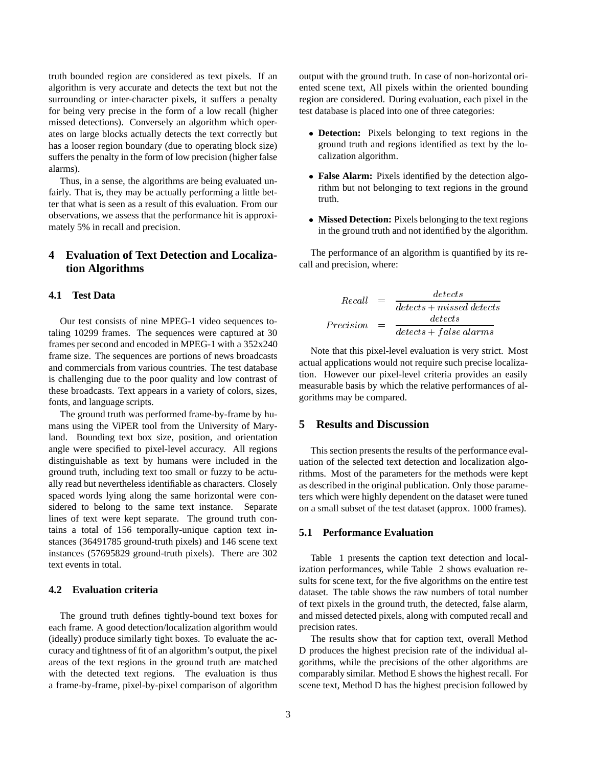truth bounded region are considered as text pixels. If an algorithm is very accurate and detects the text but not the surrounding or inter-character pixels, it suffers a penalty for being very precise in the form of a low recall (higher missed detections). Conversely an algorithm which operates on large blocks actually detects the text correctly but has a looser region boundary (due to operating block size) suffers the penalty in the form of low precision (higher false alarms).

Thus, in a sense, the algorithms are being evaluated unfairly. That is, they may be actually performing a little better that what is seen as a result of this evaluation. From our observations, we assess that the performance hit is approximately 5% in recall and precision.

## 4 Evaluation of Text Detection and Localization Algorithms

### 4.1 Test Data

Our test consists of nine MPEG-1 video sequences totaling 10299 frames. The sequences were captured at 30 frames per second and encoded in MPEG-1 with a 352x240 frame size. The sequences are portions of news broadcasts and commercials from various countries. The test database is challenging due to the poor quality and low contrast of these broadcasts. Text appears in a variety of colors, sizes, fonts, and language scripts.

The ground truth was performed frame-by-frame by humans using the ViPER tool from the University of Maryland. Bounding text box size, position, and orientation angle were specified to pixel-level accuracy. All regions distinguishable as text by humans were included in the ground truth, including text too small or fuzzy to be actually read but nevertheless identifiable as characters. Closely spaced words lying along the same horizontal were considered to belong to the same text instance. Separate lines of text were kept separate. The ground truth contains a total of 156 temporally-unique caption text instances (36491785 ground-truth pixels) and 146 scene text instances (57695829 ground-truth pixels). There are 302 text events in total.

### 4.2 Evaluation criteria

The ground truth defines tightly-bound text boxes for each frame. A good detection/localization algorithm would (ideally) produce similarly tight boxes. To evaluate the accuracy and tightness of fit of an algorithm's output, the pixel areas of the text regions in the ground truth are matched with the detected text regions. The evaluation is thus a frame-by-frame, pixel-by-pixel comparison of algorithm output with the ground truth. In case of non-horizontal oriented scene text, All pixels within the oriented bounding region are considered. During evaluation, each pixel in the test database is placed into one of three categories:

- **Detection:** Pixels belonging to text regions in the ground truth and regions identified as text by the localization algorithm.
- **False Alarm:** Pixels identified by the detection algorithm but not belonging to text regions in the ground truth.
- **Missed Detection:** Pixels belonging to the text regions in the ground truth and not identified by the algorithm.

The performance of an algorithm is quantified by its recall and precision, where:

$$
\begin{aligned}
Recall &= \frac{detects}{detects + missed\ detects} \\
Precision &= \frac{detects}{detects + false\ alarms}
\end{aligned}
$$

Note that this pixel-level evaluation is very strict. Most actual applications would not require such precise localization. However our pixel-level criteria provides an easily measurable basis by which the relative performances of algorithms may be compared.

## 5 Results and Discussion

This section presents the results of the performance evaluation of the selected text detection and localization algorithms. Most of the parameters for the methods were kept as described in the original publication. Only those parameters which were highly dependent on the dataset were tuned on a small subset of the test dataset (approx. 1000 frames).

### 5.1 Performance Evaluation

Table 1 presents the caption text detection and localization performances, while Table 2 shows evaluation results for scene text, for the five algorithms on the entire test dataset. The table shows the raw numbers of total number of text pixels in the ground truth, the detected, false alarm, and missed detected pixels, along with computed recall and precision rates.

The results show that for caption text, overall Method D produces the highest precision rate of the individual algorithms, while the precisions of the other algorithms are comparably similar. Method E shows the highest recall. For scene text, Method D has the highest precision followed by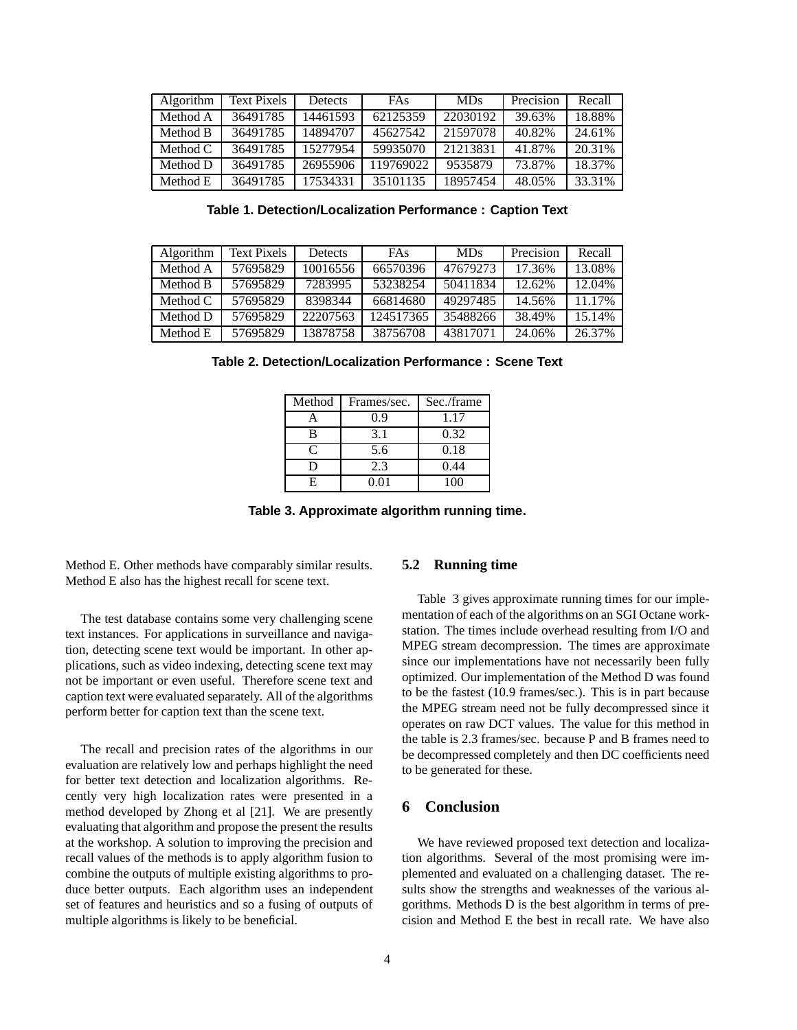| Algorithm | Text Pixels | Detects | FAs | MDs | Precision | Recall |
|---|---|---|---|---|---|---|
| Method A | 36491785 | 14461593 | 62125359 | 22030192 | 39.63% | 18.88% |
| Method B | 36491785 | 14894707 | 45627542 | 21597078 | 40.82% | 24.61% |
| Method C | 36491785 | 15277954 | 59935070 | 21213831 | 41.87% | 20.31% |
| Method D | 36491785 | 26955906 | 119769022 | 9535879 | 73.87% | 18.37% |
| Method E | 36491785 | 17534331 | 35101135 | 18957454 | 48.05% | 33.31% |

**Table 1. Detection/Localization Performance : Caption Text**

| Algorithm | Text Pixels | Detects | FAs | MDs | Precision | Recall |
|---|---|---|---|---|---|---|
| Method A | 57695829 | 10016556 | 66570396 | 47679273 | 17.36% | 13.08% |
| Method B | 57695829 | 7283995 | 53238254 | 50411834 | 12.62% | 12.04% |
| Method C | 57695829 | 8398344 | 66814680 | 49297485 | 14.56% | 11.17% |
| Method D | 57695829 | 22207563 | 124517365 | 35488266 | 38.49% | 15.14% |
| Method E | 57695829 | 13878758 | 38756708 | 43817071 | 24.06% | 26.37% |

**Table 2. Detection/Localization Performance : Scene Text**

| Method | Frames/sec. | Sec./frame |
|---|---|---|
| A | 0.9 | 1.17 |
| B | 3.1 | 0.32 |
| C | 5.6 | 0.18 |
| D | 2.3 | 0.44 |
| E | 0.01 | 100 |

**Table 3. Approximate algorithm running time.**

Method E. Other methods have comparably similar results. Method E also has the highest recall for scene text.

The test database contains some very challenging scene text instances. For applications in surveillance and navigation, detecting scene text would be important. In other applications, such as video indexing, detecting scene text may not be important or even useful. Therefore scene text and caption text were evaluated separately. All of the algorithms perform better for caption text than the scene text.

The recall and precision rates of the algorithms in our evaluation are relatively low and perhaps highlight the need for better text detection and localization algorithms. Recently very high localization rates were presented in a method developed by Zhong et al [21]. We are presently evaluating that algorithm and propose the present the results at the workshop. A solution to improving the precision and recall values of the methods is to apply algorithm fusion to combine the outputs of multiple existing algorithms to produce better outputs. Each algorithm uses an independent set of features and heuristics and so a fusing of outputs of multiple algorithms is likely to be beneficial.

## 5.2 Running time

Table 3 gives approximate running times for our implementation of each of the algorithms on an SGI Octane workstation. The times include overhead resulting from I/O and MPEG stream decompression. The times are approximate since our implementations have not necessarily been fully optimized. Our implementation of the Method D was found to be the fastest (10.9 frames/sec.). This is in part because the MPEG stream need not be fully decompressed since it operates on raw DCT values. The value for this method in the table is 2.3 frames/sec. because P and B frames need to be decompressed completely and then DC coefficients need to be generated for these.

# 6 Conclusion

We have reviewed proposed text detection and localization algorithms. Several of the most promising were implemented and evaluated on a challenging dataset. The results show the strengths and weaknesses of the various algorithms. Methods D is the best algorithm in terms of precision and Method E the best in recall rate. We have also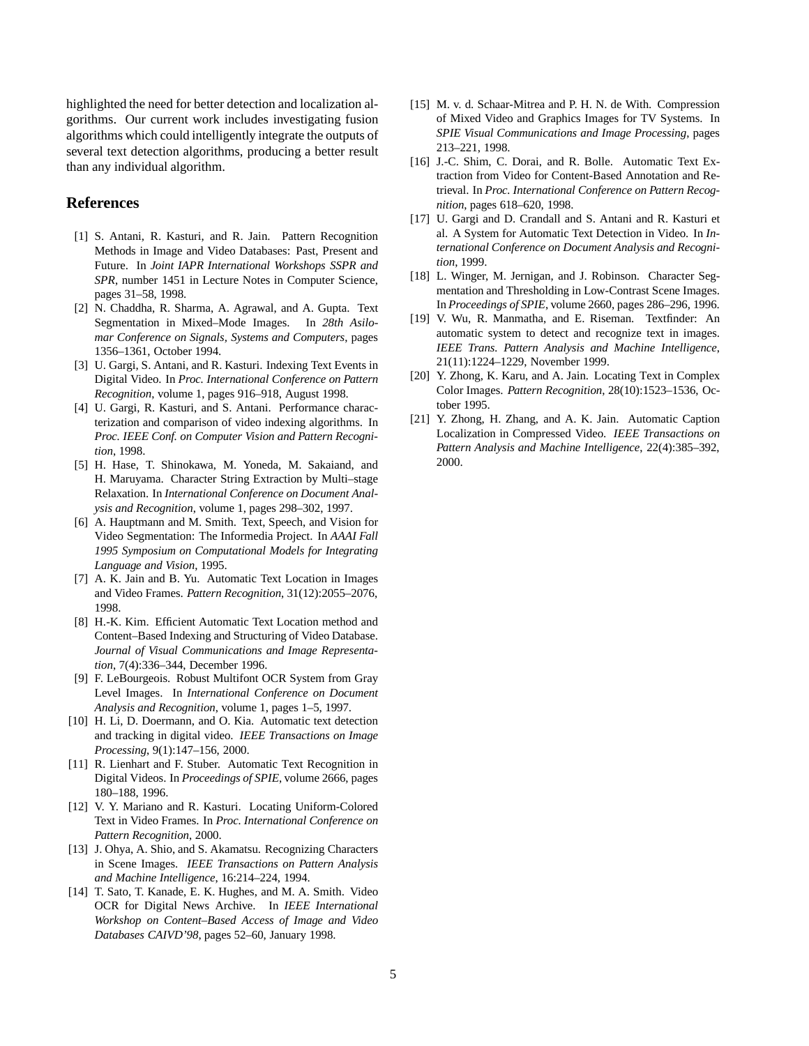highlighted the need for better detection and localization algorithms. Our current work includes investigating fusion algorithms which could intelligently integrate the outputs of several text detection algorithms, producing a better result than any individual algorithm.

## References

[1] S. Antani, R. Kasturi, and R. Jain. Pattern Recognition Methods in Image and Video Databases: Past, Present and Future. In *Joint IAPR International Workshops SSPR and SPR*, number 1451 in Lecture Notes in Computer Science, pages 31–58, 1998.

[2] N. Chaddha, R. Sharma, A. Agrawal, and A. Gupta. Text Segmentation in Mixed–Mode Images. In *28th Asilomar Conference on Signals, Systems and Computers*, pages 1356–1361, October 1994.

[3] U. Gargi, S. Antani, and R. Kasturi. Indexing Text Events in Digital Video. In *Proc. International Conference on Pattern Recognition*, volume 1, pages 916–918, August 1998.

[4] U. Gargi, R. Kasturi, and S. Antani. Performance characterization and comparison of video indexing algorithms. In *Proc. IEEE Conf. on Computer Vision and Pattern Recognition*, 1998.

[5] H. Hase, T. Shinokawa, M. Yoneda, M. Sakaiand, and H. Maruyama. Character String Extraction by Multi–stage Relaxation. In *International Conference on Document Analysis and Recognition*, volume 1, pages 298–302, 1997.

[6] A. Hauptmann and M. Smith. Text, Speech, and Vision for Video Segmentation: The Informedia Project. In *AAAI Fall 1995 Symposium on Computational Models for Integrating Language and Vision*, 1995.

[7] A. K. Jain and B. Yu. Automatic Text Location in Images and Video Frames. *Pattern Recognition*, 31(12):2055–2076, 1998.

[8] H.-K. Kim. Efficient Automatic Text Location method and Content–Based Indexing and Structuring of Video Database. *Journal of Visual Communications and Image Representation*, 7(4):336–344, December 1996.

[9] F. LeBourgeois. Robust Multifont OCR System from Gray Level Images. In *International Conference on Document Analysis and Recognition*, volume 1, pages 1–5, 1997.

[10] H. Li, D. Doermann, and O. Kia. Automatic text detection and tracking in digital video. *IEEE Transactions on Image Processing*, 9(1):147–156, 2000.

[11] R. Lienhart and F. Stuber. Automatic Text Recognition in Digital Videos. In *Proceedings of SPIE*, volume 2666, pages 180–188, 1996.

[12] V. Y. Mariano and R. Kasturi. Locating Uniform-Colored Text in Video Frames. In *Proc. International Conference on Pattern Recognition*, 2000.

[13] J. Ohya, A. Shio, and S. Akamatsu. Recognizing Characters in Scene Images. *IEEE Transactions on Pattern Analysis and Machine Intelligence*, 16:214–224, 1994.

[14] T. Sato, T. Kanade, E. K. Hughes, and M. A. Smith. Video OCR for Digital News Archive. In *IEEE International Workshop on Content–Based Access of Image and Video Databases CAIVD'98*, pages 52–60, January 1998.

[15] M. v. d. Schaar-Mitrea and P. H. N. de With. Compression of Mixed Video and Graphics Images for TV Systems. In *SPIE Visual Communications and Image Processing*, pages 213–221, 1998.

[16] J.-C. Shim, C. Dorai, and R. Bolle. Automatic Text Extraction from Video for Content-Based Annotation and Retrieval. In *Proc. International Conference on Pattern Recognition*, pages 618–620, 1998.

[17] U. Gargi and D. Crandall and S. Antani and R. Kasturi et al. A System for Automatic Text Detection in Video. In *International Conference on Document Analysis and Recognition*, 1999.

[18] L. Winger, M. Jernigan, and J. Robinson. Character Segmentation and Thresholding in Low-Contrast Scene Images. In *Proceedings of SPIE*, volume 2660, pages 286–296, 1996.

[19] V. Wu, R. Manmatha, and E. Riseman. Textfinder: An automatic system to detect and recognize text in images. *IEEE Trans. Pattern Analysis and Machine Intelligence*, 21(11):1224–1229, November 1999.

[20] Y. Zhong, K. Karu, and A. Jain. Locating Text in Complex Color Images. *Pattern Recognition*, 28(10):1523–1536, October 1995.

[21] Y. Zhong, H. Zhang, and A. K. Jain. Automatic Caption Localization in Compressed Video. *IEEE Transactions on Pattern Analysis and Machine Intelligence*, 22(4):385–392, 2000.